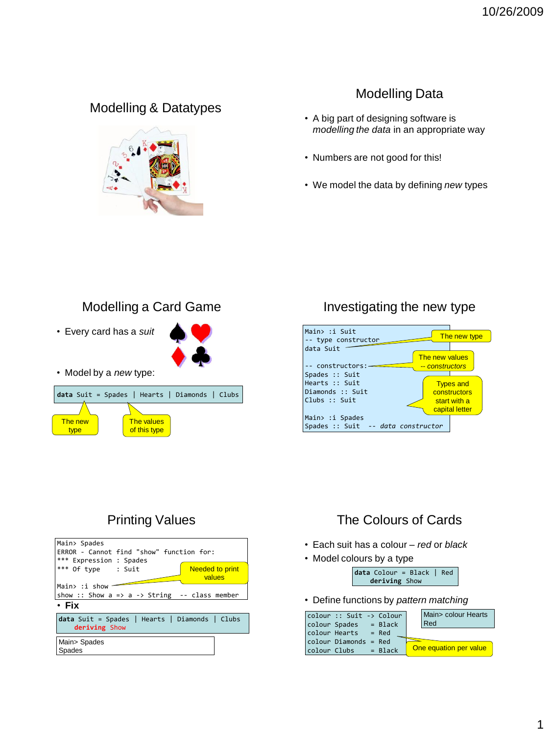## Modelling & Datatypes

## Modelling Data

- A big part of designing software is *modelling the data* in an appropriate way
- Numbers are not good for this!
- We model the data by defining *new* types

## Modelling a Card Game

- Every card has a *suit*
- Model by a *new* type:

```
data Suit = Spades | Hearts | Diamonds | Clubs
```

The new type

The values of this type

## Investigating the new type

```
Main> :i Suit
-- type constructor
data Suit

-- constructors:
Spades :: Suit
Hearts :: Suit
Diamonds :: Suit
Clubs :: Suit

Main> :i Spades
Spades :: Suit  -- data constructor
```

The new type

The new values -- *constructors*

Types and constructors start with a capital letter

## Printing Values

```
Main> Spades
ERROR - Cannot find "show" function for:
*** Expression : Spades
*** Of type    : Suit

Main> :i show
show :: Show a => a -> String  -- class member
```

Needed to print values

- **Fix**

```
data Suit = Spades | Hearts | Diamonds | Clubs
    deriving Show
```

```
Main> Spades
Spades
```

## The Colours of Cards

- Each suit has a colour – *red* or *black*
- Model colours by a type

```
data Colour = Black | Red
    deriving Show
```

- Define functions by *pattern matching*

```
colour :: Suit -> Colour
colour Spades   = Black
colour Hearts   = Red
colour Diamonds = Red
colour Clubs    = Black
```

```
Main> colour Hearts
Red
```

One equation per value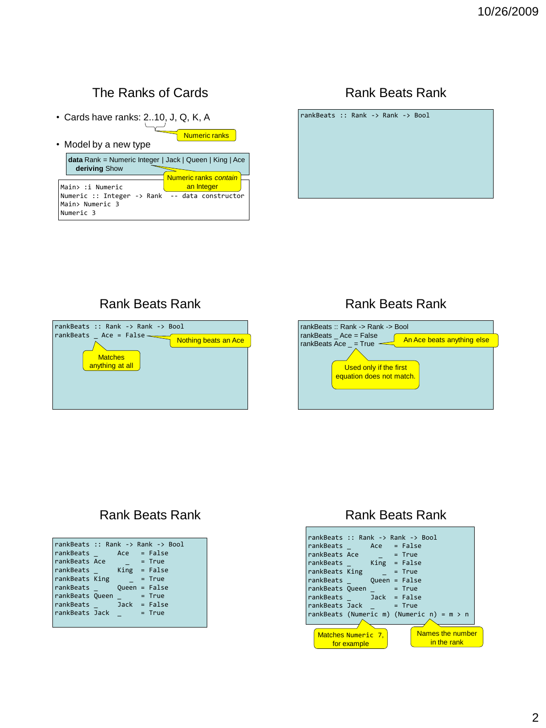## The Ranks of Cards

- Cards have ranks: 2..10, J, Q, K, A

  Numeric ranks

- Model by a new type

```
data Rank = Numeric Integer | Jack | Queen | King | Ace
  deriving Show
```

Numeric ranks *contain* an Integer

```
Main> :i Numeric
Numeric :: Integer -> Rank  -- data constructor
Main> Numeric 3
Numeric 3
```

## Rank Beats Rank

```
rankBeats :: Rank -> Rank -> Bool
```

## Rank Beats Rank

```
rankBeats :: Rank -> Rank -> Bool
rankBeats _ Ace = False
```

Nothing beats an Ace

Matches anything at all

## Rank Beats Rank

```
rankBeats :: Rank -> Rank -> Bool
rankBeats _ Ace = False
rankBeats Ace _ = True
```

An Ace beats anything else

Used only if the first equation does not match.

## Rank Beats Rank

```
rankBeats :: Rank -> Rank -> Bool
rankBeats _     Ace   = False
rankBeats Ace   _     = True
rankBeats _     King  = False
rankBeats King  _     = True
rankBeats _     Queen = False
rankBeats Queen _     = True
rankBeats _     Jack  = False
rankBeats Jack  _     = True
```

## Rank Beats Rank

```
rankBeats :: Rank -> Rank -> Bool
rankBeats _     Ace   = False
rankBeats Ace   _     = True
rankBeats _     King  = False
rankBeats King  _     = True
rankBeats _     Queen = False
rankBeats Queen _     = True
rankBeats _     Jack  = False
rankBeats Jack  _     = True
rankBeats (Numeric m) (Numeric n) = m > n
```

Matches `Numeric 7`, for example

Names the number in the rank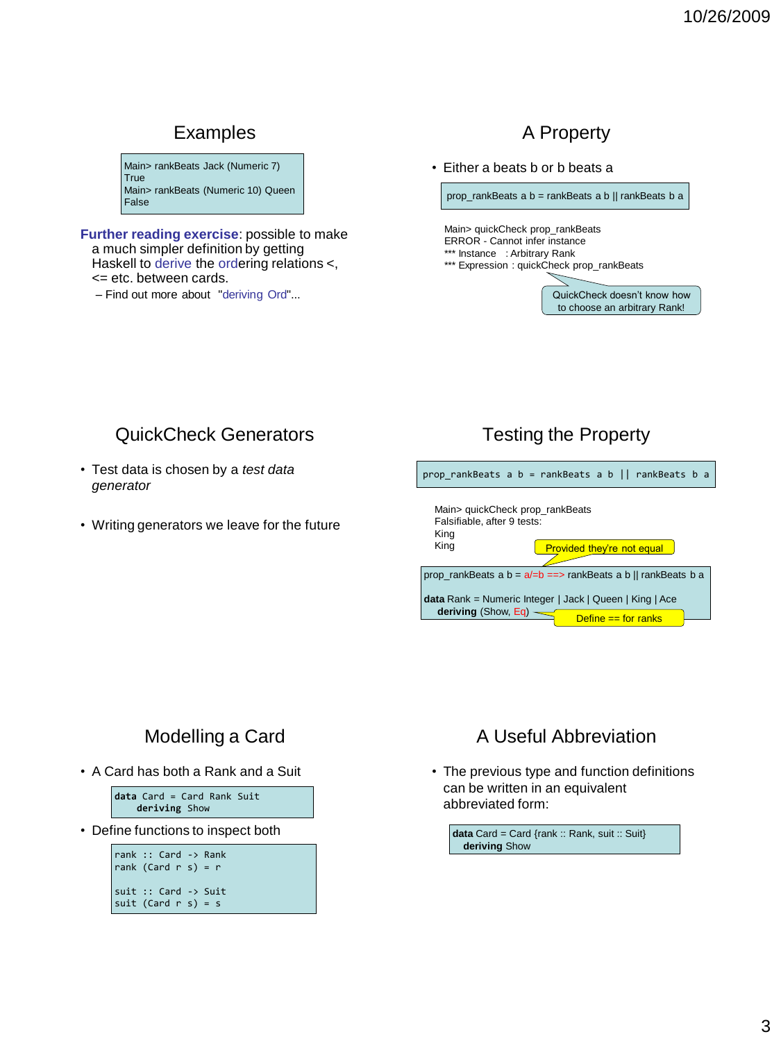## Examples

```
Main> rankBeats Jack (Numeric 7)
True
Main> rankBeats (Numeric 10) Queen
False
```

**Further reading exercise**: possible to make a much simpler definition by getting Haskell to derive the ordering relations <, <= etc. between cards.

– Find out more about "deriving Ord"...

## A Property

- Either a beats b or b beats a

```
prop_rankBeats a b = rankBeats a b || rankBeats b a
```

```
Main> quickCheck prop_rankBeats
ERROR - Cannot infer instance
*** Instance    : Arbitrary Rank
*** Expression : quickCheck prop_rankBeats
```

QuickCheck doesn't know how to choose an arbitrary Rank!

## QuickCheck Generators

- Test data is chosen by a *test data generator*
- Writing generators we leave for the future

## Testing the Property

```
prop_rankBeats a b = rankBeats a b || rankBeats b a
```

```
Main> quickCheck prop_rankBeats
Falsifiable, after 9 tests:
King
King
```

Provided they're not equal

```
prop_rankBeats a b = a/=b ==> rankBeats a b || rankBeats b a

data Rank = Numeric Integer | Jack | Queen | King | Ace
    deriving (Show, Eq)
```

Define == for ranks

## Modelling a Card

- A Card has both a Rank and a Suit

```
data Card = Card Rank Suit
    deriving Show
```

- Define functions to inspect both

```
rank :: Card -> Rank
rank (Card r s) = r

suit :: Card -> Suit
suit (Card r s) = s
```

## A Useful Abbreviation

- The previous type and function definitions can be written in an equivalent abbreviated form:

```
data Card = Card {rank :: Rank, suit :: Suit}
    deriving Show
```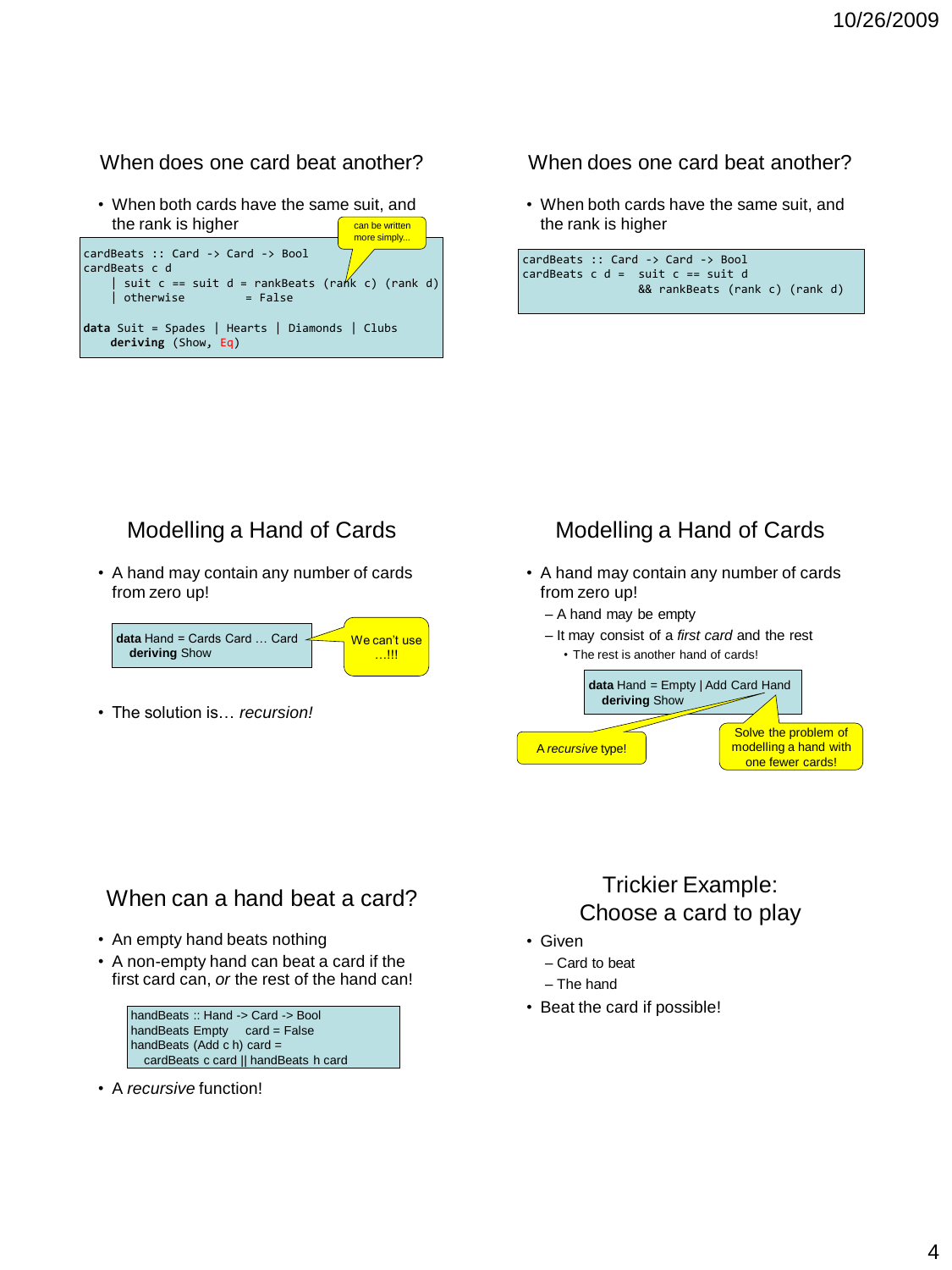## When does one card beat another?

- When both cards have the same suit, and the rank is higher

```
cardBeats :: Card -> Card -> Bool
cardBeats c d
    | suit c == suit d = rankBeats (rank c) (rank d)
    | otherwise         = False

data Suit = Spades | Hearts | Diamonds | Clubs
    deriving (Show, Eq)
```

can be written more simply...

## When does one card beat another?

- When both cards have the same suit, and the rank is higher

```
cardBeats :: Card -> Card -> Bool
cardBeats c d =  suit c == suit d
                 && rankBeats (rank c) (rank d)
```

## Modelling a Hand of Cards

- A hand may contain any number of cards from zero up!

```
data Hand = Cards Card … Card
   deriving Show
```

We can't use …!!!

- The solution is… *recursion!*

## Modelling a Hand of Cards

- A hand may contain any number of cards from zero up!
  - A hand may be empty
  - It may consist of a *first card* and the rest
    - The rest is another hand of cards!

```
data Hand = Empty | Add Card Hand
   deriving Show
```

A *recursive* type!

Solve the problem of modelling a hand with one fewer cards!

## When can a hand beat a card?

- An empty hand beats nothing
- A non-empty hand can beat a card if the first card can, *or* the rest of the hand can!

```
handBeats :: Hand -> Card -> Bool
handBeats Empty     card = False
handBeats (Add c h) card =
   cardBeats c card || handBeats h card
```

- A *recursive* function!

## Trickier Example: Choose a card to play

- Given
  - Card to beat
  - The hand
- Beat the card if possible!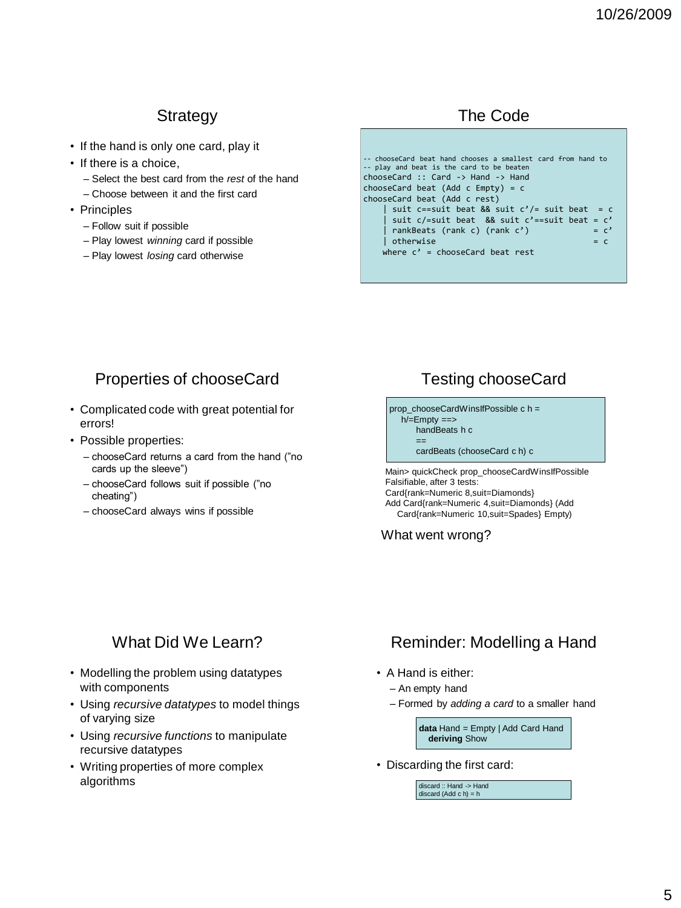## Strategy

- If the hand is only one card, play it
- If there is a choice,
  - Select the best card from the *rest* of the hand
  - Choose between it and the first card
- Principles
  - Follow suit if possible
  - Play lowest *winning* card if possible
  - Play lowest *losing* card otherwise

## The Code

```
-- chooseCard beat hand chooses a smallest card from hand to
-- play and beat is the card to be beaten
chooseCard :: Card -> Hand -> Hand
chooseCard beat (Add c Empty) = c
chooseCard beat (Add c rest)
    | suit c==suit beat && suit c'/= suit beat  = c
    | suit c/=suit beat  && suit c'==suit beat = c'
    | rankBeats (rank c) (rank c')             = c'
    | otherwise                                = c
   where c' = chooseCard beat rest
```

## Properties of chooseCard

- Complicated code with great potential for errors!
- Possible properties:
  - chooseCard returns a card from the hand ("no cards up the sleeve")
  - chooseCard follows suit if possible ("no cheating")
  - chooseCard always wins if possible

## Testing chooseCard

```
prop_chooseCardWinsIfPossible c h =
   h/=Empty ==>
      handBeats h c
      ==
      cardBeats (chooseCard c h) c
```

```
Main> quickCheck prop_chooseCardWinsIfPossible
Falsifiable, after 3 tests:
Card{rank=Numeric 8,suit=Diamonds}
Add Card{rank=Numeric 4,suit=Diamonds} (Add
   Card{rank=Numeric 10,suit=Spades} Empty)
```

What went wrong?

## What Did We Learn?

- Modelling the problem using datatypes with components
- Using *recursive datatypes* to model things of varying size
- Using *recursive functions* to manipulate recursive datatypes
- Writing properties of more complex algorithms

## Reminder: Modelling a Hand

- A Hand is either:
  - An empty hand
  - Formed by *adding a card* to a smaller hand

```
data Hand = Empty | Add Card Hand
   deriving Show
```

- Discarding the first card:

```
discard :: Hand -> Hand
discard (Add c h) = h
```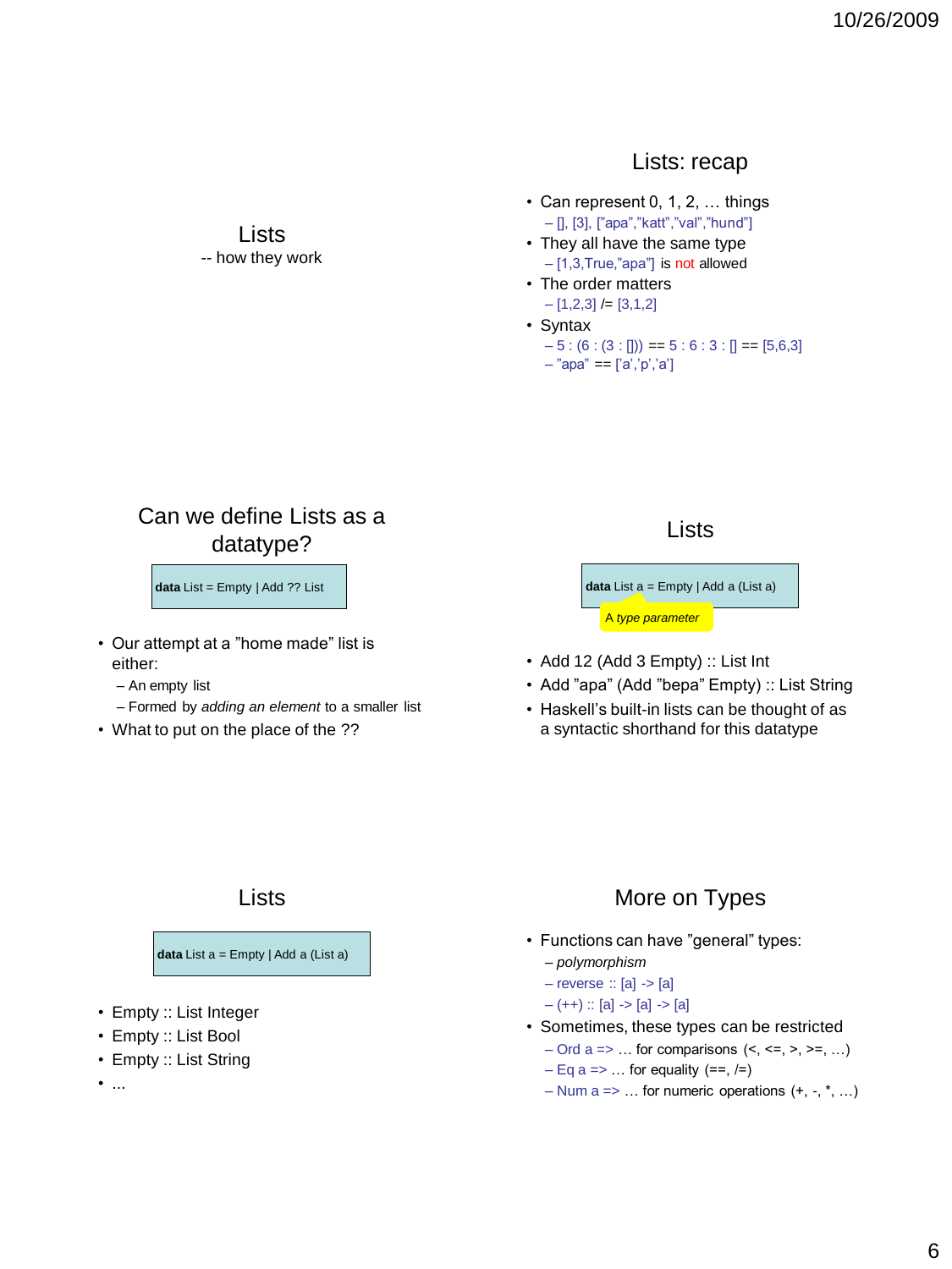## Lists

-- how they work

## Lists: recap

- Can represent 0, 1, 2, … things
  - [], [3], ["apa","katt","val","hund"]
- They all have the same type
  - [1,3,True,"apa"] is not allowed
- The order matters
  - [1,2,3] /= [3,1,2]
- Syntax
  - 5 : (6 : (3 : [])) == 5 : 6 : 3 : [] == [5,6,3]
  - "apa" == ['a','p','a']

## Can we define Lists as a datatype?

```
data List = Empty | Add ?? List
```

- Our attempt at a "home made" list is either:
  - An empty list
  - Formed by *adding an element* to a smaller list
- What to put on the place of the ??

## Lists

```
data List a = Empty | Add a (List a)
```

*A type parameter*

- Add 12 (Add 3 Empty) :: List Int
- Add "apa" (Add "bepa" Empty) :: List String
- Haskell's built-in lists can be thought of as a syntactic shorthand for this datatype

## Lists

```
data List a = Empty | Add a (List a)
```

- Empty :: List Integer
- Empty :: List Bool
- Empty :: List String
- ...

## More on Types

- Functions can have "general" types:
  - *polymorphism*
  - reverse :: [a] -> [a]
  - (++) :: [a] -> [a] -> [a]
- Sometimes, these types can be restricted
  - Ord a => … for comparisons (<, <=, >, >=, …)
  - Eq a => … for equality (==, /=)
  - Num a => … for numeric operations (+, -, *, …)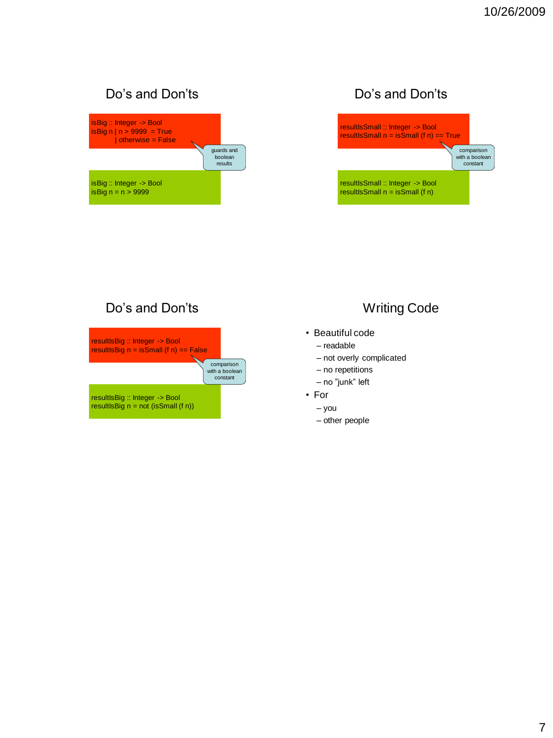## Do's and Don'ts

```haskell
isBig :: Integer -> Bool
isBig n | n > 9999  = True
        | otherwise = False
```

guards and boolean results

```haskell
isBig :: Integer -> Bool
isBig n = n > 9999
```

## Do's and Don'ts

```haskell
resultIsSmall :: Integer -> Bool
resultIsSmall n = isSmall (f n) == True
```

comparison with a boolean constant

```haskell
resultIsSmall :: Integer -> Bool
resultIsSmall n = isSmall (f n)
```

## Do's and Don'ts

```haskell
resultIsBig :: Integer -> Bool
resultIsBig n = isSmall (f n) == False
```

comparison with a boolean constant

```haskell
resultIsBig :: Integer -> Bool
resultIsBig n = not (isSmall (f n))
```

## Writing Code

- Beautiful code
  - readable
  - not overly complicated
  - no repetitions
  - no "junk" left
- For
  - you
  - other people